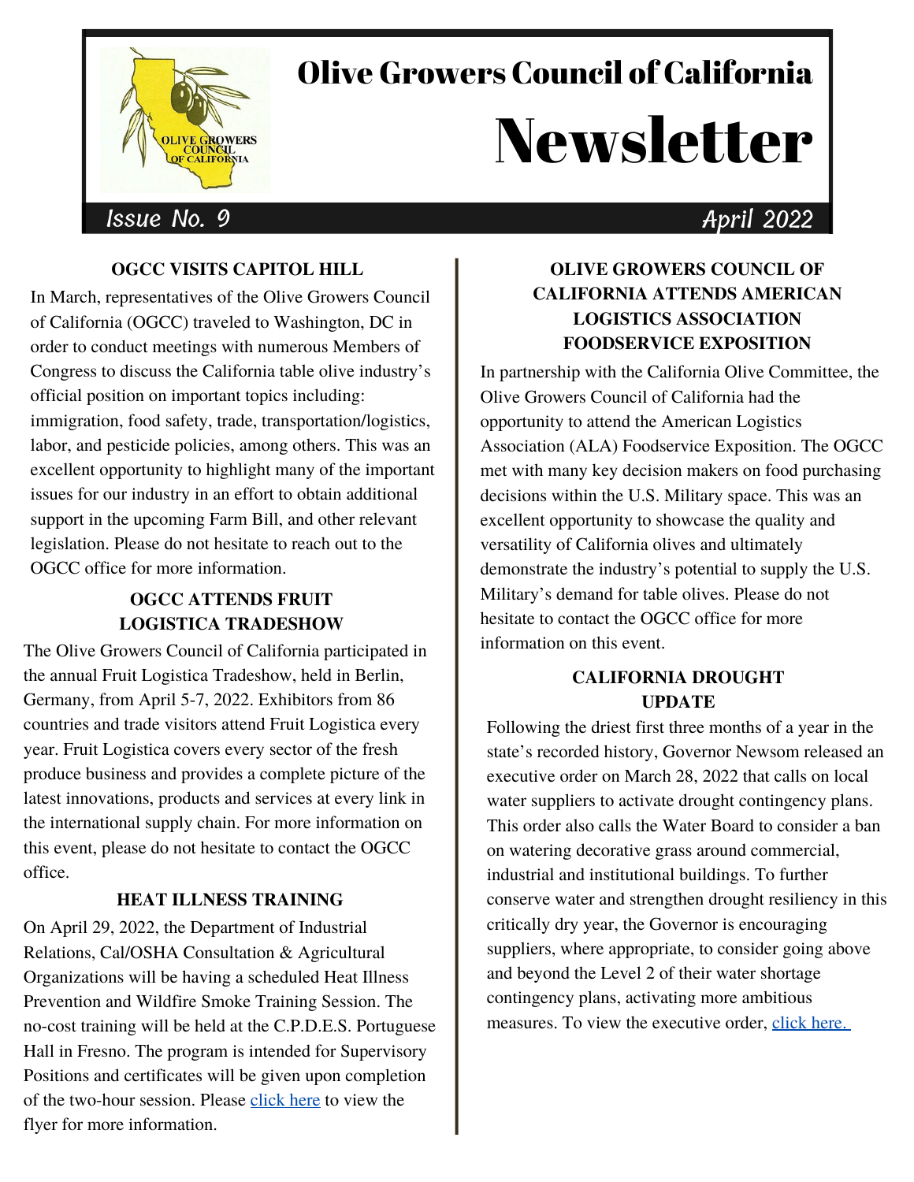# Olive Growers Council of California

# Newsletter

Issue No. 9 April 2022

## OGCC VISITS CAPITOL HILL

In March, representatives of the Olive Growers Council of California (OGCC) traveled to Washington, DC in order to conduct meetings with numerous Members of Congress to discuss the California table olive industry's official position on important topics including: immigration, food safety, trade, transportation/logistics, labor, and pesticide policies, among others. This was an excellent opportunity to highlight many of the important issues for our industry in an effort to obtain additional support in the upcoming Farm Bill, and other relevant legislation. Please do not hesitate to reach out to the OGCC office for more information.

## OGCC ATTENDS FRUIT LOGISTICA TRADESHOW

The Olive Growers Council of California participated in the annual Fruit Logistica Tradeshow, held in Berlin, Germany, from April 5-7, 2022. Exhibitors from 86 countries and trade visitors attend Fruit Logistica every year. Fruit Logistica covers every sector of the fresh produce business and provides a complete picture of the latest innovations, products and services at every link in the international supply chain. For more information on this event, please do not hesitate to contact the OGCC office.

## HEAT ILLNESS TRAINING

On April 29, 2022, the Department of Industrial Relations, Cal/OSHA Consultation & Agricultural Organizations will be having a scheduled Heat Illness Prevention and Wildfire Smoke Training Session. The no-cost training will be held at the C.P.D.E.S. Portuguese Hall in Fresno. The program is intended for Supervisory Positions and certificates will be given upon completion of the two-hour session. Please click here to view the flyer for more information.

## OLIVE GROWERS COUNCIL OF CALIFORNIA ATTENDS AMERICAN LOGISTICS ASSOCIATION FOODSERVICE EXPOSITION

In partnership with the California Olive Committee, the Olive Growers Council of California had the opportunity to attend the American Logistics Association (ALA) Foodservice Exposition. The OGCC met with many key decision makers on food purchasing decisions within the U.S. Military space. This was an excellent opportunity to showcase the quality and versatility of California olives and ultimately demonstrate the industry's potential to supply the U.S. Military's demand for table olives. Please do not hesitate to contact the OGCC office for more information on this event.

## CALIFORNIA DROUGHT UPDATE

Following the driest first three months of a year in the state's recorded history, Governor Newsom released an executive order on March 28, 2022 that calls on local water suppliers to activate drought contingency plans. This order also calls the Water Board to consider a ban on watering decorative grass around commercial, industrial and institutional buildings. To further conserve water and strengthen drought resiliency in this critically dry year, the Governor is encouraging suppliers, where appropriate, to consider going above and beyond the Level 2 of their water shortage contingency plans, activating more ambitious measures. To view the executive order, click here.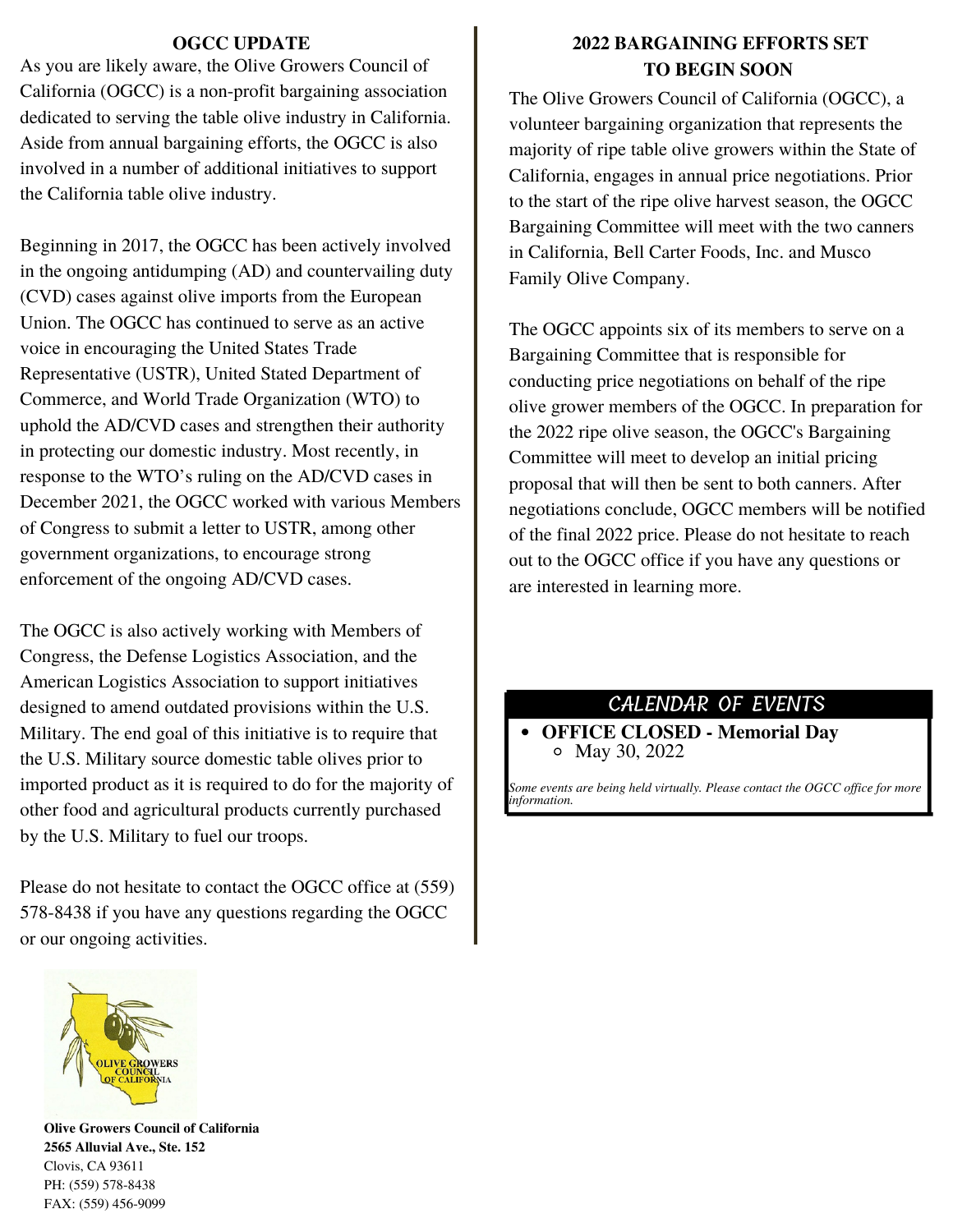## OGCC UPDATE

As you are likely aware, the Olive Growers Council of California (OGCC) is a non-profit bargaining association dedicated to serving the table olive industry in California. Aside from annual bargaining efforts, the OGCC is also involved in a number of additional initiatives to support the California table olive industry.

Beginning in 2017, the OGCC has been actively involved in the ongoing antidumping (AD) and countervailing duty (CVD) cases against olive imports from the European Union. The OGCC has continued to serve as an active voice in encouraging the United States Trade Representative (USTR), United Stated Department of Commerce, and World Trade Organization (WTO) to uphold the AD/CVD cases and strengthen their authority in protecting our domestic industry. Most recently, in response to the WTO's ruling on the AD/CVD cases in December 2021, the OGCC worked with various Members of Congress to submit a letter to USTR, among other government organizations, to encourage strong enforcement of the ongoing AD/CVD cases.

The OGCC is also actively working with Members of Congress, the Defense Logistics Association, and the American Logistics Association to support initiatives designed to amend outdated provisions within the U.S. Military. The end goal of this initiative is to require that the U.S. Military source domestic table olives prior to imported product as it is required to do for the majority of other food and agricultural products currently purchased by the U.S. Military to fuel our troops.

Please do not hesitate to contact the OGCC office at (559) 578-8438 if you have any questions regarding the OGCC or our ongoing activities.

OLIVE GROWERS COUNCIL OF CALIFORNIA

**Olive Growers Council of California**
**2565 Alluvial Ave., Ste. 152**
Clovis, CA 93611
PH: (559) 578-8438
FAX: (559) 456-9099

## 2022 BARGAINING EFFORTS SET TO BEGIN SOON

The Olive Growers Council of California (OGCC), a volunteer bargaining organization that represents the majority of ripe table olive growers within the State of California, engages in annual price negotiations. Prior to the start of the ripe olive harvest season, the OGCC Bargaining Committee will meet with the two canners in California, Bell Carter Foods, Inc. and Musco Family Olive Company.

The OGCC appoints six of its members to serve on a Bargaining Committee that is responsible for conducting price negotiations on behalf of the ripe olive grower members of the OGCC. In preparation for the 2022 ripe olive season, the OGCC's Bargaining Committee will meet to develop an initial pricing proposal that will then be sent to both canners. After negotiations conclude, OGCC members will be notified of the final 2022 price. Please do not hesitate to reach out to the OGCC office if you have any questions or are interested in learning more.

## CALENDAR OF EVENTS

- **OFFICE CLOSED - Memorial Day**
  - May 30, 2022

*Some events are being held virtually. Please contact the OGCC office for more information.*